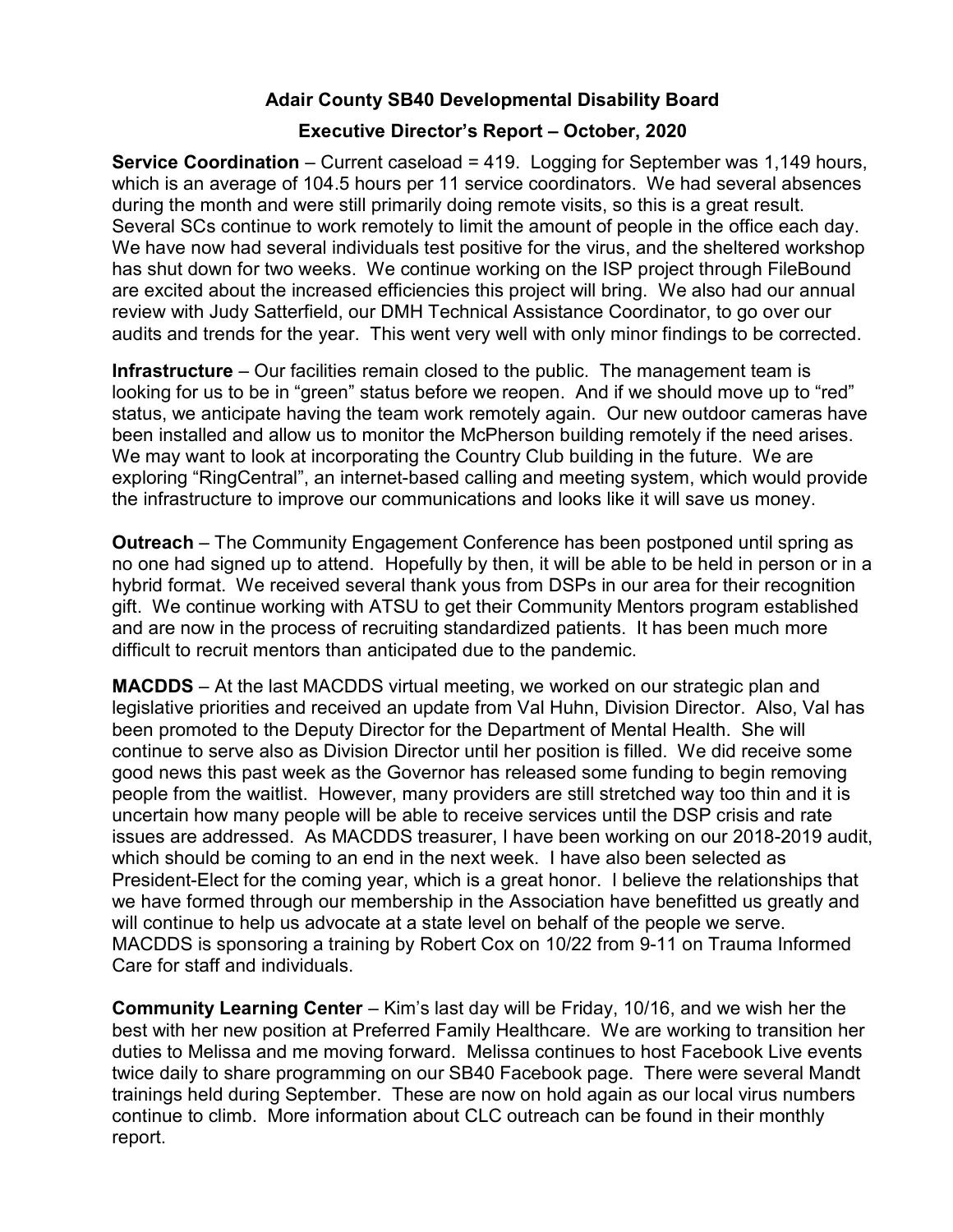# Adair County SB40 Developmental Disability Board

## Executive Director's Report – October, 2020

**Service Coordination** – Current caseload = 419. Logging for September was 1,149 hours, which is an average of 104.5 hours per 11 service coordinators. We had several absences during the month and were still primarily doing remote visits, so this is a great result. Several SCs continue to work remotely to limit the amount of people in the office each day. We have now had several individuals test positive for the virus, and the sheltered workshop has shut down for two weeks. We continue working on the ISP project through FileBound are excited about the increased efficiencies this project will bring. We also had our annual review with Judy Satterfield, our DMH Technical Assistance Coordinator, to go over our audits and trends for the year. This went very well with only minor findings to be corrected.

**Infrastructure** – Our facilities remain closed to the public. The management team is looking for us to be in "green" status before we reopen. And if we should move up to "red" status, we anticipate having the team work remotely again. Our new outdoor cameras have been installed and allow us to monitor the McPherson building remotely if the need arises. We may want to look at incorporating the Country Club building in the future. We are exploring "RingCentral", an internet-based calling and meeting system, which would provide the infrastructure to improve our communications and looks like it will save us money.

**Outreach** – The Community Engagement Conference has been postponed until spring as no one had signed up to attend. Hopefully by then, it will be able to be held in person or in a hybrid format. We received several thank yous from DSPs in our area for their recognition gift. We continue working with ATSU to get their Community Mentors program established and are now in the process of recruiting standardized patients. It has been much more difficult to recruit mentors than anticipated due to the pandemic.

**MACDDS** – At the last MACDDS virtual meeting, we worked on our strategic plan and legislative priorities and received an update from Val Huhn, Division Director. Also, Val has been promoted to the Deputy Director for the Department of Mental Health. She will continue to serve also as Division Director until her position is filled. We did receive some good news this past week as the Governor has released some funding to begin removing people from the waitlist. However, many providers are still stretched way too thin and it is uncertain how many people will be able to receive services until the DSP crisis and rate issues are addressed. As MACDDS treasurer, I have been working on our 2018-2019 audit, which should be coming to an end in the next week. I have also been selected as President-Elect for the coming year, which is a great honor. I believe the relationships that we have formed through our membership in the Association have benefitted us greatly and will continue to help us advocate at a state level on behalf of the people we serve. MACDDS is sponsoring a training by Robert Cox on 10/22 from 9-11 on Trauma Informed Care for staff and individuals.

**Community Learning Center** – Kim's last day will be Friday, 10/16, and we wish her the best with her new position at Preferred Family Healthcare. We are working to transition her duties to Melissa and me moving forward. Melissa continues to host Facebook Live events twice daily to share programming on our SB40 Facebook page. There were several Mandt trainings held during September. These are now on hold again as our local virus numbers continue to climb. More information about CLC outreach can be found in their monthly report.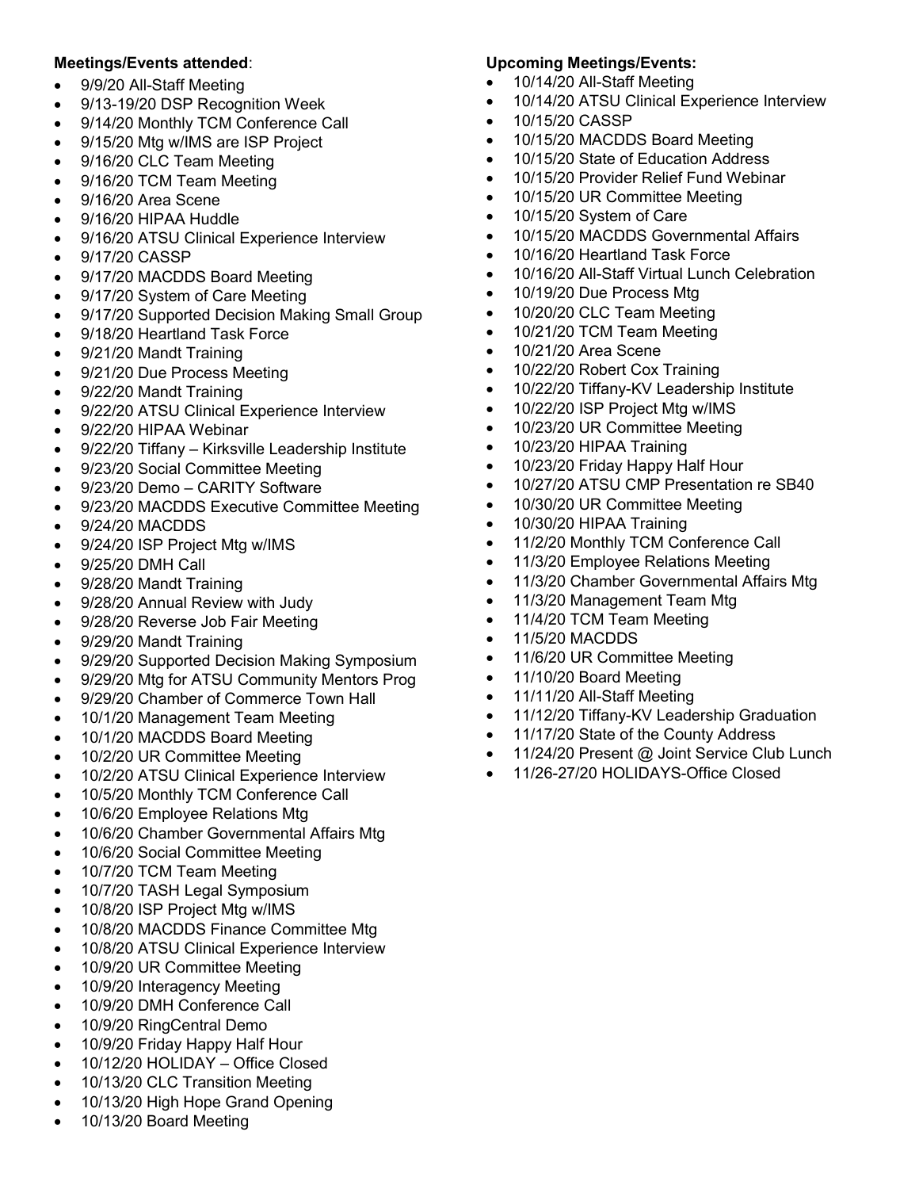**Meetings/Events attended**:

- 9/9/20 All-Staff Meeting
- 9/13-19/20 DSP Recognition Week
- 9/14/20 Monthly TCM Conference Call
- 9/15/20 Mtg w/IMS are ISP Project
- 9/16/20 CLC Team Meeting
- 9/16/20 TCM Team Meeting
- 9/16/20 Area Scene
- 9/16/20 HIPAA Huddle
- 9/16/20 ATSU Clinical Experience Interview
- 9/17/20 CASSP
- 9/17/20 MACDDS Board Meeting
- 9/17/20 System of Care Meeting
- 9/17/20 Supported Decision Making Small Group
- 9/18/20 Heartland Task Force
- 9/21/20 Mandt Training
- 9/21/20 Due Process Meeting
- 9/22/20 Mandt Training
- 9/22/20 ATSU Clinical Experience Interview
- 9/22/20 HIPAA Webinar
- 9/22/20 Tiffany – Kirksville Leadership Institute
- 9/23/20 Social Committee Meeting
- 9/23/20 Demo – CARITY Software
- 9/23/20 MACDDS Executive Committee Meeting
- 9/24/20 MACDDS
- 9/24/20 ISP Project Mtg w/IMS
- 9/25/20 DMH Call
- 9/28/20 Mandt Training
- 9/28/20 Annual Review with Judy
- 9/28/20 Reverse Job Fair Meeting
- 9/29/20 Mandt Training
- 9/29/20 Supported Decision Making Symposium
- 9/29/20 Mtg for ATSU Community Mentors Prog
- 9/29/20 Chamber of Commerce Town Hall
- 10/1/20 Management Team Meeting
- 10/1/20 MACDDS Board Meeting
- 10/2/20 UR Committee Meeting
- 10/2/20 ATSU Clinical Experience Interview
- 10/5/20 Monthly TCM Conference Call
- 10/6/20 Employee Relations Mtg
- 10/6/20 Chamber Governmental Affairs Mtg
- 10/6/20 Social Committee Meeting
- 10/7/20 TCM Team Meeting
- 10/7/20 TASH Legal Symposium
- 10/8/20 ISP Project Mtg w/IMS
- 10/8/20 MACDDS Finance Committee Mtg
- 10/8/20 ATSU Clinical Experience Interview
- 10/9/20 UR Committee Meeting
- 10/9/20 Interagency Meeting
- 10/9/20 DMH Conference Call
- 10/9/20 RingCentral Demo
- 10/9/20 Friday Happy Half Hour
- 10/12/20 HOLIDAY – Office Closed
- 10/13/20 CLC Transition Meeting
- 10/13/20 High Hope Grand Opening
- 10/13/20 Board Meeting

**Upcoming Meetings/Events:**

- 10/14/20 All-Staff Meeting
- 10/14/20 ATSU Clinical Experience Interview
- 10/15/20 CASSP
- 10/15/20 MACDDS Board Meeting
- 10/15/20 State of Education Address
- 10/15/20 Provider Relief Fund Webinar
- 10/15/20 UR Committee Meeting
- 10/15/20 System of Care
- 10/15/20 MACDDS Governmental Affairs
- 10/16/20 Heartland Task Force
- 10/16/20 All-Staff Virtual Lunch Celebration
- 10/19/20 Due Process Mtg
- 10/20/20 CLC Team Meeting
- 10/21/20 TCM Team Meeting
- 10/21/20 Area Scene
- 10/22/20 Robert Cox Training
- 10/22/20 Tiffany-KV Leadership Institute
- 10/22/20 ISP Project Mtg w/IMS
- 10/23/20 UR Committee Meeting
- 10/23/20 HIPAA Training
- 10/23/20 Friday Happy Half Hour
- 10/27/20 ATSU CMP Presentation re SB40
- 10/30/20 UR Committee Meeting
- 10/30/20 HIPAA Training
- 11/2/20 Monthly TCM Conference Call
- 11/3/20 Employee Relations Meeting
- 11/3/20 Chamber Governmental Affairs Mtg
- 11/3/20 Management Team Mtg
- 11/4/20 TCM Team Meeting
- 11/5/20 MACDDS
- 11/6/20 UR Committee Meeting
- 11/10/20 Board Meeting
- 11/11/20 All-Staff Meeting
- 11/12/20 Tiffany-KV Leadership Graduation
- 11/17/20 State of the County Address
- 11/24/20 Present @ Joint Service Club Lunch
- 11/26-27/20 HOLIDAYS-Office Closed